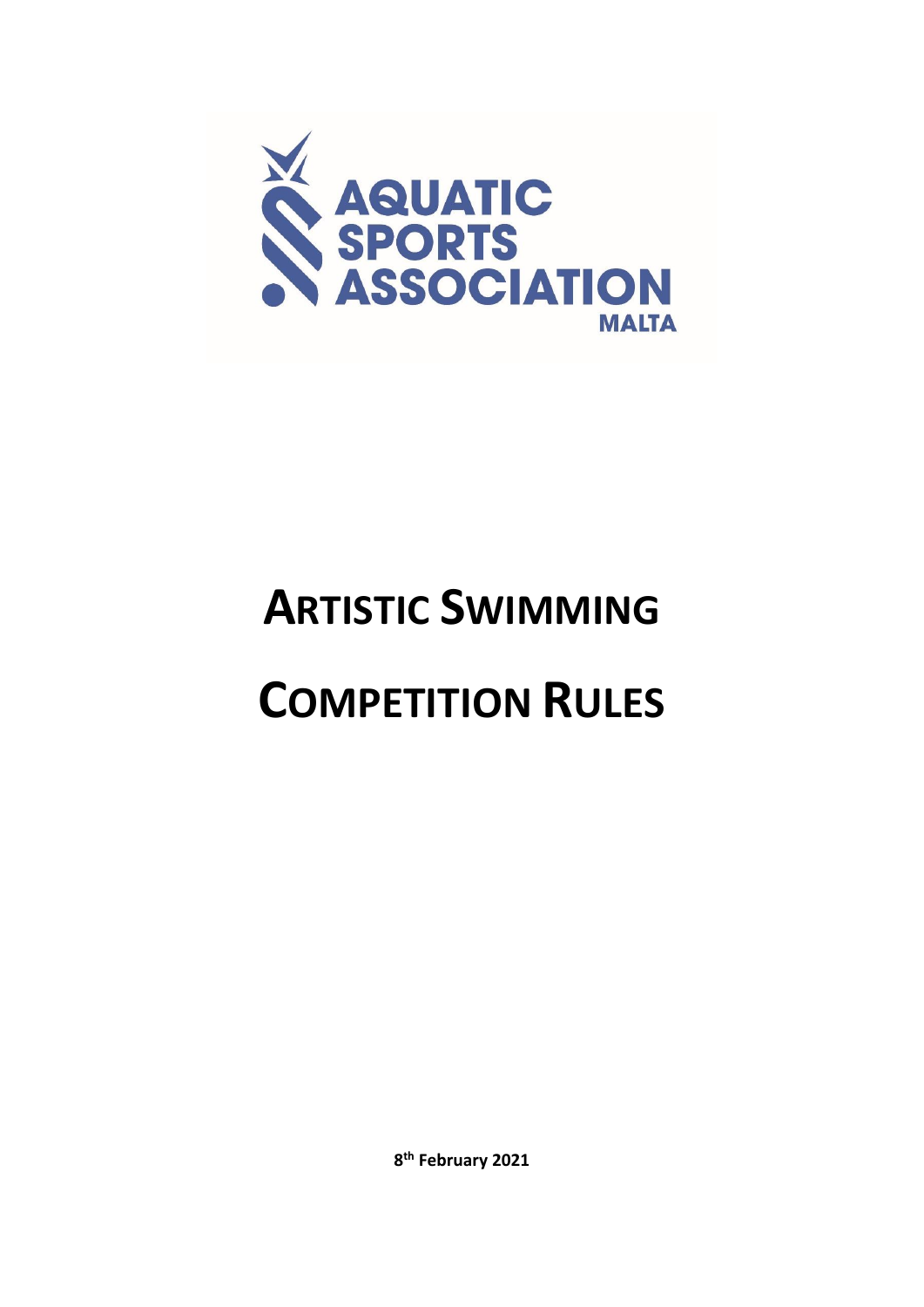AQUATIC SPORTS ASSOCIATION MALTA

# ARTISTIC SWIMMING

# COMPETITION RULES

**8th February 2021**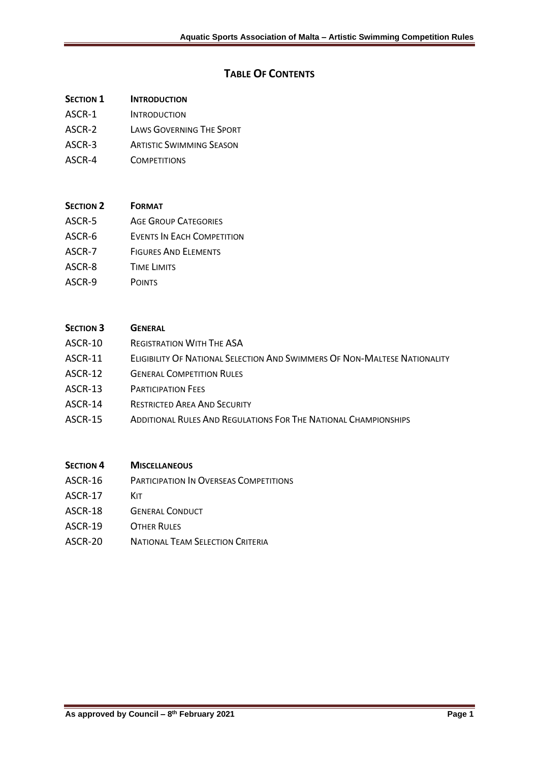# Table Of Contents

| | |
|---|---|
| **Section 1** | **Introduction** |
| ASCR-1 | Introduction |
| ASCR-2 | Laws Governing The Sport |
| ASCR-3 | Artistic Swimming Season |
| ASCR-4 | Competitions |

| | |
|---|---|
| **Section 2** | **Format** |
| ASCR-5 | Age Group Categories |
| ASCR-6 | Events In Each Competition |
| ASCR-7 | Figures And Elements |
| ASCR-8 | Time Limits |
| ASCR-9 | Points |

| | |
|---|---|
| **Section 3** | **General** |
| ASCR-10 | Registration With The ASA |
| ASCR-11 | Eligibility Of National Selection And Swimmers Of Non-Maltese Nationality |
| ASCR-12 | General Competition Rules |
| ASCR-13 | Participation Fees |
| ASCR-14 | Restricted Area And Security |
| ASCR-15 | Additional Rules And Regulations For The National Championships |

| | |
|---|---|
| **Section 4** | **Miscellaneous** |
| ASCR-16 | Participation In Overseas Competitions |
| ASCR-17 | Kit |
| ASCR-18 | General Conduct |
| ASCR-19 | Other Rules |
| ASCR-20 | National Team Selection Criteria |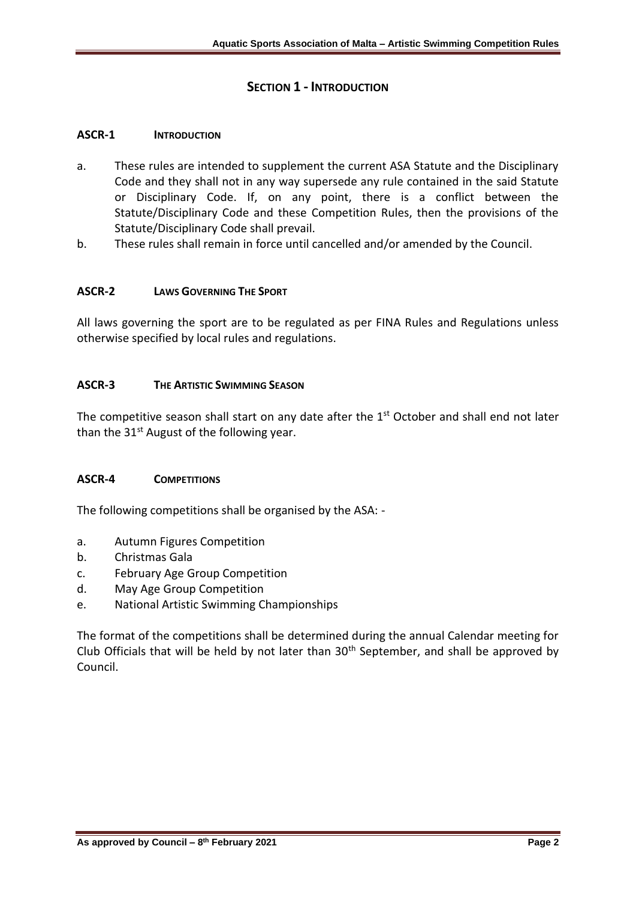## SECTION 1 - INTRODUCTION

### ASCR-1 INTRODUCTION

a. These rules are intended to supplement the current ASA Statute and the Disciplinary Code and they shall not in any way supersede any rule contained in the said Statute or Disciplinary Code. If, on any point, there is a conflict between the Statute/Disciplinary Code and these Competition Rules, then the provisions of the Statute/Disciplinary Code shall prevail.

b. These rules shall remain in force until cancelled and/or amended by the Council.

### ASCR-2 LAWS GOVERNING THE SPORT

All laws governing the sport are to be regulated as per FINA Rules and Regulations unless otherwise specified by local rules and regulations.

### ASCR-3 THE ARTISTIC SWIMMING SEASON

The competitive season shall start on any date after the 1st October and shall end not later than the 31st August of the following year.

### ASCR-4 COMPETITIONS

The following competitions shall be organised by the ASA: -

a. Autumn Figures Competition
b. Christmas Gala
c. February Age Group Competition
d. May Age Group Competition
e. National Artistic Swimming Championships

The format of the competitions shall be determined during the annual Calendar meeting for Club Officials that will be held by not later than 30th September, and shall be approved by Council.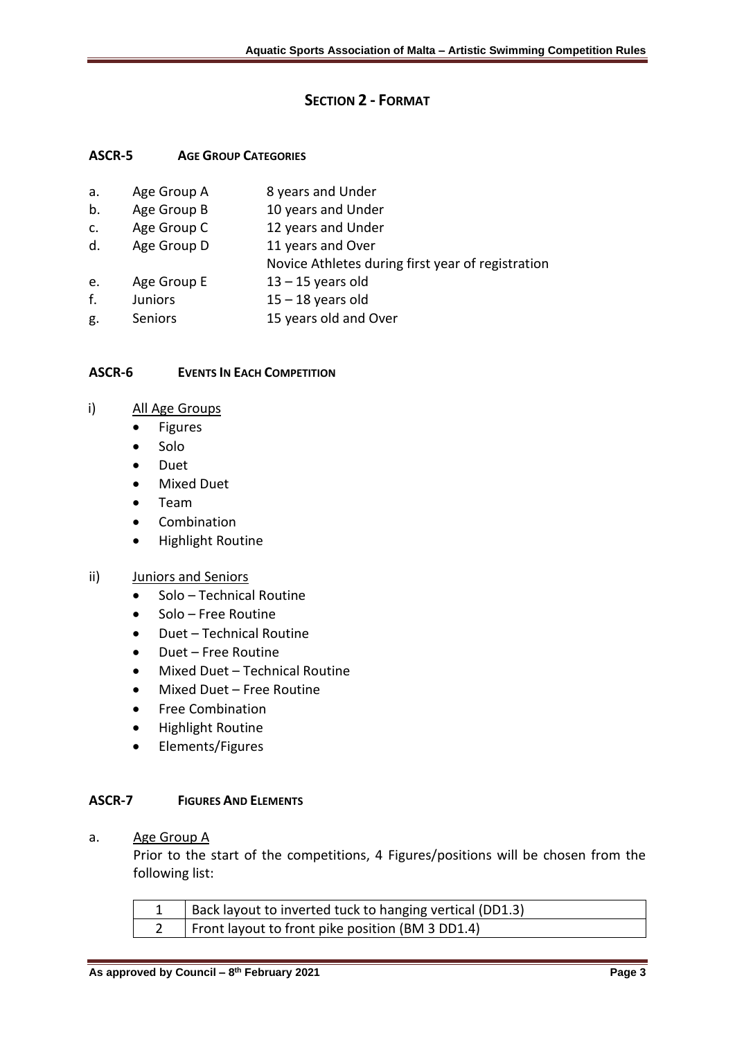## SECTION 2 - FORMAT

### ASCR-5 AGE GROUP CATEGORIES

a. Age Group A — 8 years and Under
b. Age Group B — 10 years and Under
c. Age Group C — 12 years and Under
d. Age Group D — 11 years and Over
   Novice Athletes during first year of registration
e. Age Group E — 13 – 15 years old
f. Juniors — 15 – 18 years old
g. Seniors — 15 years old and Over

### ASCR-6 EVENTS IN EACH COMPETITION

i) All Age Groups

- Figures
- Solo
- Duet
- Mixed Duet
- Team
- Combination
- Highlight Routine

ii) Juniors and Seniors

- Solo – Technical Routine
- Solo – Free Routine
- Duet – Technical Routine
- Duet – Free Routine
- Mixed Duet – Technical Routine
- Mixed Duet – Free Routine
- Free Combination
- Highlight Routine
- Elements/Figures

### ASCR-7 FIGURES AND ELEMENTS

a. Age Group A

Prior to the start of the competitions, 4 Figures/positions will be chosen from the following list:

| | |
|---|---|
| 1 | Back layout to inverted tuck to hanging vertical (DD1.3) |
| 2 | Front layout to front pike position (BM 3 DD1.4) |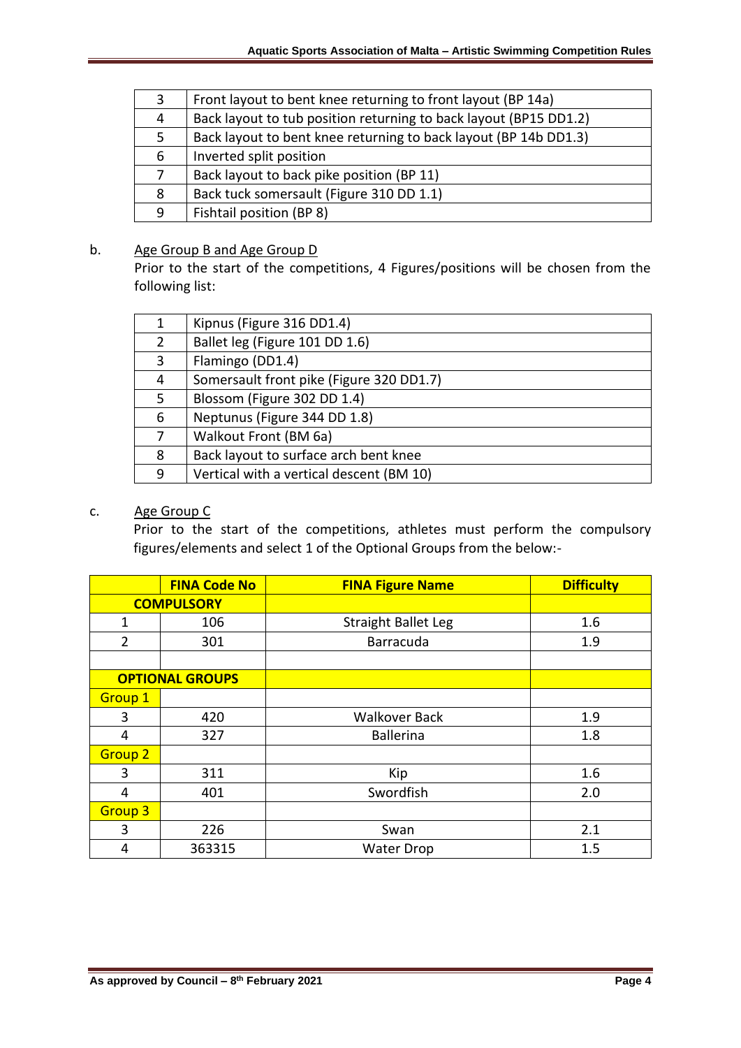| 3 | Front layout to bent knee returning to front layout (BP 14a) |
|---|---|
| 4 | Back layout to tub position returning to back layout (BP15 DD1.2) |
| 5 | Back layout to bent knee returning to back layout (BP 14b DD1.3) |
| 6 | Inverted split position |
| 7 | Back layout to back pike position (BP 11) |
| 8 | Back tuck somersault (Figure 310 DD 1.1) |
| 9 | Fishtail position (BP 8) |

b. Age Group B and Age Group D

Prior to the start of the competitions, 4 Figures/positions will be chosen from the following list:

| 1 | Kipnus (Figure 316 DD1.4) |
|---|---|
| 2 | Ballet leg (Figure 101 DD 1.6) |
| 3 | Flamingo (DD1.4) |
| 4 | Somersault front pike (Figure 320 DD1.7) |
| 5 | Blossom (Figure 302 DD 1.4) |
| 6 | Neptunus (Figure 344 DD 1.8) |
| 7 | Walkout Front (BM 6a) |
| 8 | Back layout to surface arch bent knee |
| 9 | Vertical with a vertical descent (BM 10) |

c. Age Group C

Prior to the start of the competitions, athletes must perform the compulsory figures/elements and select 1 of the Optional Groups from the below:-

| | FINA Code No | FINA Figure Name | Difficulty |
|---|---|---|---|
| **COMPULSORY** | | | |
| 1 | 106 | Straight Ballet Leg | 1.6 |
| 2 | 301 | Barracuda | 1.9 |
| | | | |
| **OPTIONAL GROUPS** | | | |
| Group 1 | | | |
| 3 | 420 | Walkover Back | 1.9 |
| 4 | 327 | Ballerina | 1.8 |
| Group 2 | | | |
| 3 | 311 | Kip | 1.6 |
| 4 | 401 | Swordfish | 2.0 |
| Group 3 | | | |
| 3 | 226 | Swan | 2.1 |
| 4 | 363315 | Water Drop | 1.5 |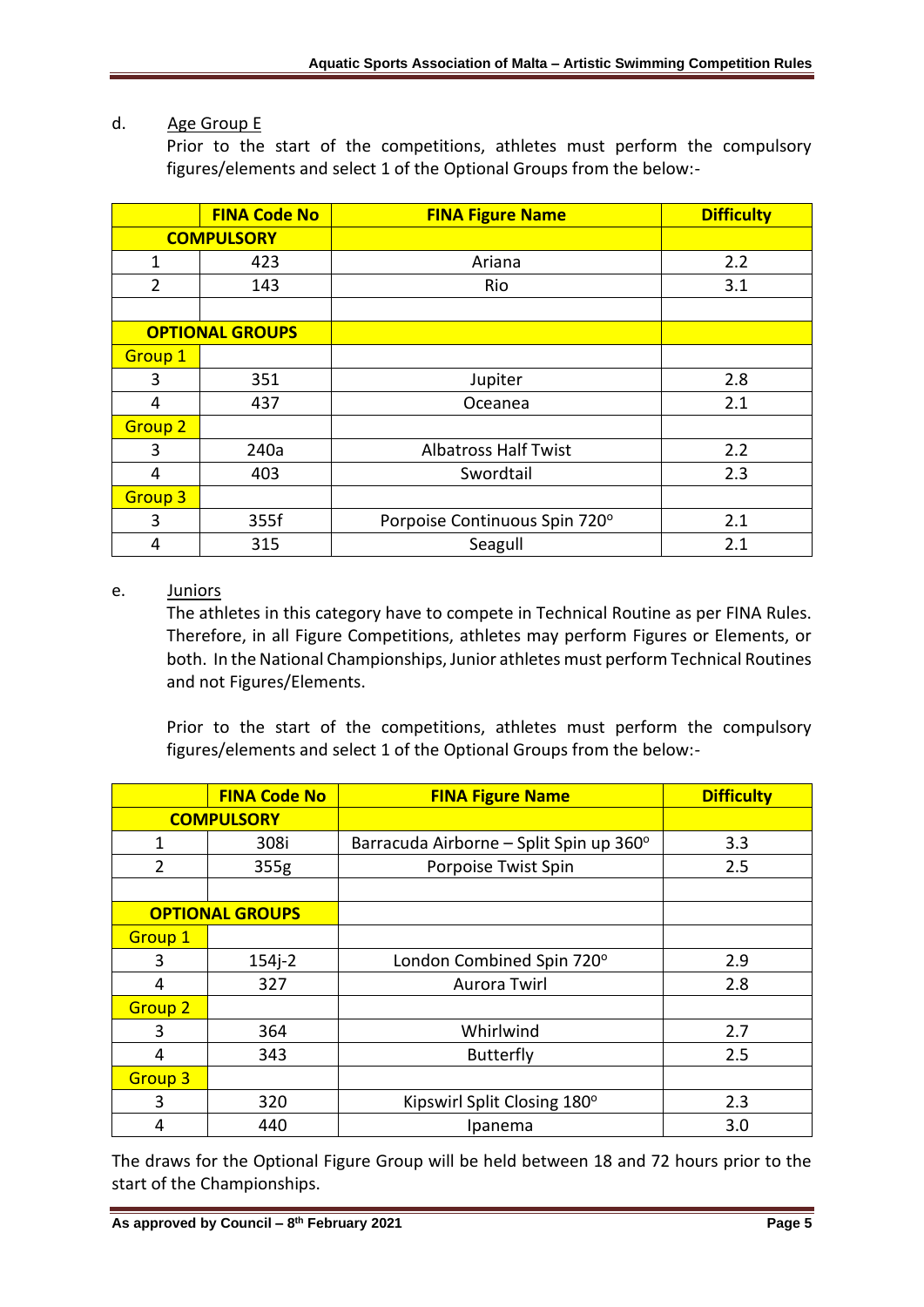d. Age Group E

Prior to the start of the competitions, athletes must perform the compulsory figures/elements and select 1 of the Optional Groups from the below:-

| | FINA Code No | FINA Figure Name | Difficulty |
|---|---|---|---|
| **COMPULSORY** | | | |
| 1 | 423 | Ariana | 2.2 |
| 2 | 143 | Rio | 3.1 |
| | | | |
| **OPTIONAL GROUPS** | | | |
| Group 1 | | | |
| 3 | 351 | Jupiter | 2.8 |
| 4 | 437 | Oceanea | 2.1 |
| Group 2 | | | |
| 3 | 240a | Albatross Half Twist | 2.2 |
| 4 | 403 | Swordtail | 2.3 |
| Group 3 | | | |
| 3 | 355f | Porpoise Continuous Spin 720° | 2.1 |
| 4 | 315 | Seagull | 2.1 |

e. Juniors

The athletes in this category have to compete in Technical Routine as per FINA Rules. Therefore, in all Figure Competitions, athletes may perform Figures or Elements, or both. In the National Championships, Junior athletes must perform Technical Routines and not Figures/Elements.

Prior to the start of the competitions, athletes must perform the compulsory figures/elements and select 1 of the Optional Groups from the below:-

| | FINA Code No | FINA Figure Name | Difficulty |
|---|---|---|---|
| **COMPULSORY** | | | |
| 1 | 308i | Barracuda Airborne – Split Spin up 360° | 3.3 |
| 2 | 355g | Porpoise Twist Spin | 2.5 |
| | | | |
| **OPTIONAL GROUPS** | | | |
| Group 1 | | | |
| 3 | 154j-2 | London Combined Spin 720° | 2.9 |
| 4 | 327 | Aurora Twirl | 2.8 |
| Group 2 | | | |
| 3 | 364 | Whirlwind | 2.7 |
| 4 | 343 | Butterfly | 2.5 |
| Group 3 | | | |
| 3 | 320 | Kipswirl Split Closing 180° | 2.3 |
| 4 | 440 | Ipanema | 3.0 |

The draws for the Optional Figure Group will be held between 18 and 72 hours prior to the start of the Championships.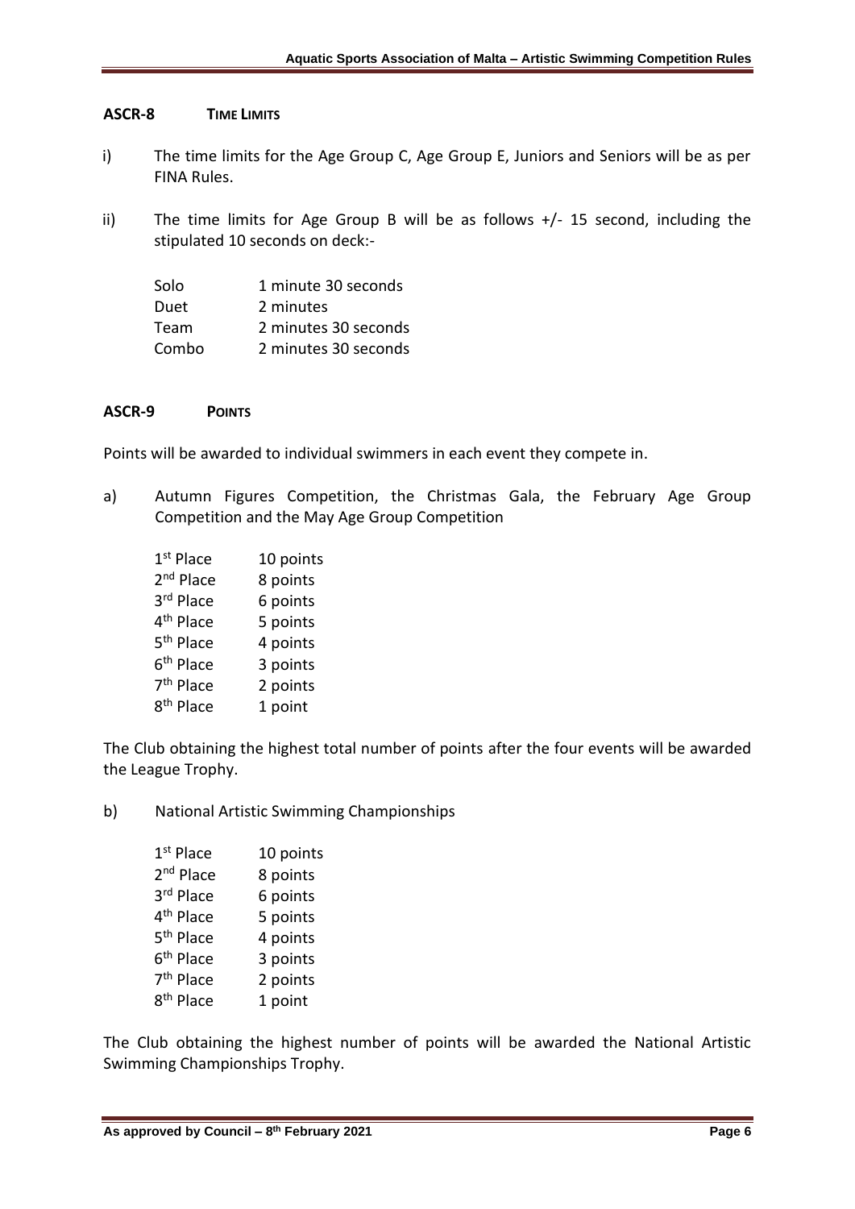## ASCR-8 TIME LIMITS

i) The time limits for the Age Group C, Age Group E, Juniors and Seniors will be as per FINA Rules.

ii) The time limits for Age Group B will be as follows +/- 15 second, including the stipulated 10 seconds on deck:-

| | |
|---|---|
| Solo | 1 minute 30 seconds |
| Duet | 2 minutes |
| Team | 2 minutes 30 seconds |
| Combo | 2 minutes 30 seconds |

## ASCR-9 POINTS

Points will be awarded to individual swimmers in each event they compete in.

a) Autumn Figures Competition, the Christmas Gala, the February Age Group Competition and the May Age Group Competition

| | |
|---|---|
| 1st Place | 10 points |
| 2nd Place | 8 points |
| 3rd Place | 6 points |
| 4th Place | 5 points |
| 5th Place | 4 points |
| 6th Place | 3 points |
| 7th Place | 2 points |
| 8th Place | 1 point |

The Club obtaining the highest total number of points after the four events will be awarded the League Trophy.

b) National Artistic Swimming Championships

| | |
|---|---|
| 1st Place | 10 points |
| 2nd Place | 8 points |
| 3rd Place | 6 points |
| 4th Place | 5 points |
| 5th Place | 4 points |
| 6th Place | 3 points |
| 7th Place | 2 points |
| 8th Place | 1 point |

The Club obtaining the highest number of points will be awarded the National Artistic Swimming Championships Trophy.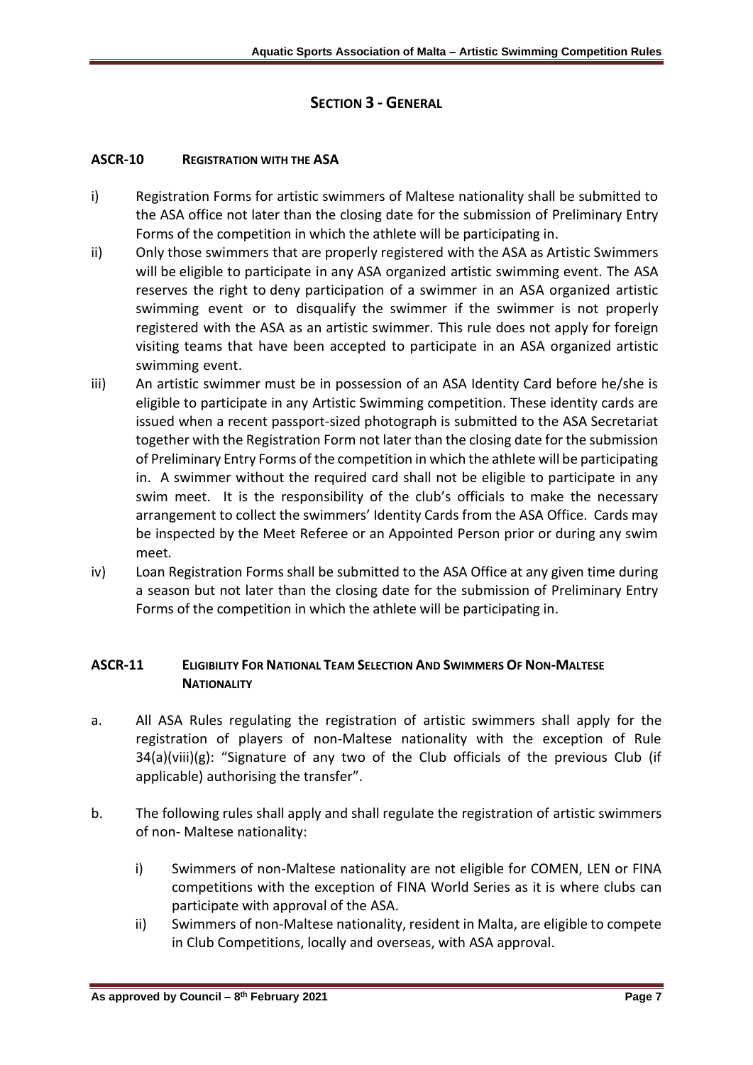# SECTION 3 - GENERAL

## ASCR-10 REGISTRATION WITH THE ASA

i) Registration Forms for artistic swimmers of Maltese nationality shall be submitted to the ASA office not later than the closing date for the submission of Preliminary Entry Forms of the competition in which the athlete will be participating in.

ii) Only those swimmers that are properly registered with the ASA as Artistic Swimmers will be eligible to participate in any ASA organized artistic swimming event. The ASA reserves the right to deny participation of a swimmer in an ASA organized artistic swimming event or to disqualify the swimmer if the swimmer is not properly registered with the ASA as an artistic swimmer. This rule does not apply for foreign visiting teams that have been accepted to participate in an ASA organized artistic swimming event.

iii) An artistic swimmer must be in possession of an ASA Identity Card before he/she is eligible to participate in any Artistic Swimming competition. These identity cards are issued when a recent passport-sized photograph is submitted to the ASA Secretariat together with the Registration Form not later than the closing date for the submission of Preliminary Entry Forms of the competition in which the athlete will be participating in. A swimmer without the required card shall not be eligible to participate in any swim meet. It is the responsibility of the club's officials to make the necessary arrangement to collect the swimmers' Identity Cards from the ASA Office. Cards may be inspected by the Meet Referee or an Appointed Person prior or during any swim meet.

iv) Loan Registration Forms shall be submitted to the ASA Office at any given time during a season but not later than the closing date for the submission of Preliminary Entry Forms of the competition in which the athlete will be participating in.

## ASCR-11 ELIGIBILITY FOR NATIONAL TEAM SELECTION AND SWIMMERS OF NON-MALTESE NATIONALITY

a. All ASA Rules regulating the registration of artistic swimmers shall apply for the registration of players of non-Maltese nationality with the exception of Rule 34(a)(viii)(g): "Signature of any two of the Club officials of the previous Club (if applicable) authorising the transfer".

b. The following rules shall apply and shall regulate the registration of artistic swimmers of non- Maltese nationality:

   i) Swimmers of non-Maltese nationality are not eligible for COMEN, LEN or FINA competitions with the exception of FINA World Series as it is where clubs can participate with approval of the ASA.

   ii) Swimmers of non-Maltese nationality, resident in Malta, are eligible to compete in Club Competitions, locally and overseas, with ASA approval.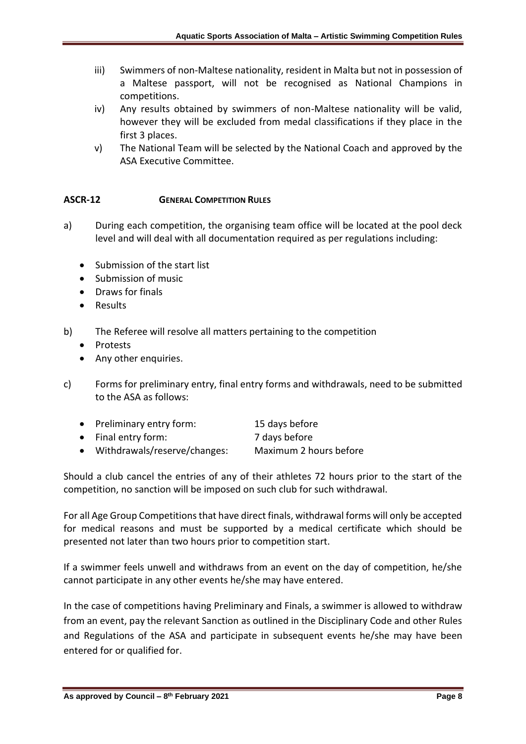iii) Swimmers of non-Maltese nationality, resident in Malta but not in possession of a Maltese passport, will not be recognised as National Champions in competitions.

iv) Any results obtained by swimmers of non-Maltese nationality will be valid, however they will be excluded from medal classifications if they place in the first 3 places.

v) The National Team will be selected by the National Coach and approved by the ASA Executive Committee.

## ASCR-12 GENERAL COMPETITION RULES

a) During each competition, the organising team office will be located at the pool deck level and will deal with all documentation required as per regulations including:

- Submission of the start list
- Submission of music
- Draws for finals
- Results

b) The Referee will resolve all matters pertaining to the competition

- Protests
- Any other enquiries.

c) Forms for preliminary entry, final entry forms and withdrawals, need to be submitted to the ASA as follows:

- Preliminary entry form: 15 days before
- Final entry form: 7 days before
- Withdrawals/reserve/changes: Maximum 2 hours before

Should a club cancel the entries of any of their athletes 72 hours prior to the start of the competition, no sanction will be imposed on such club for such withdrawal.

For all Age Group Competitions that have direct finals, withdrawal forms will only be accepted for medical reasons and must be supported by a medical certificate which should be presented not later than two hours prior to competition start.

If a swimmer feels unwell and withdraws from an event on the day of competition, he/she cannot participate in any other events he/she may have entered.

In the case of competitions having Preliminary and Finals, a swimmer is allowed to withdraw from an event, pay the relevant Sanction as outlined in the Disciplinary Code and other Rules and Regulations of the ASA and participate in subsequent events he/she may have been entered for or qualified for.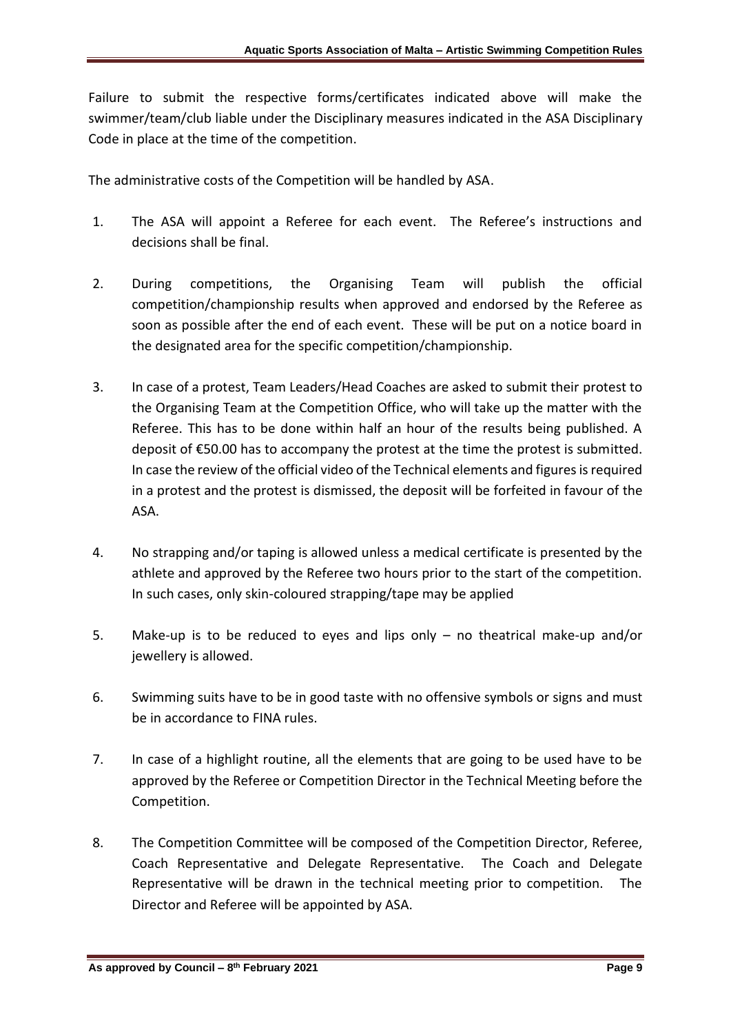Failure to submit the respective forms/certificates indicated above will make the swimmer/team/club liable under the Disciplinary measures indicated in the ASA Disciplinary Code in place at the time of the competition.

The administrative costs of the Competition will be handled by ASA.

1. The ASA will appoint a Referee for each event. The Referee's instructions and decisions shall be final.

2. During competitions, the Organising Team will publish the official competition/championship results when approved and endorsed by the Referee as soon as possible after the end of each event. These will be put on a notice board in the designated area for the specific competition/championship.

3. In case of a protest, Team Leaders/Head Coaches are asked to submit their protest to the Organising Team at the Competition Office, who will take up the matter with the Referee. This has to be done within half an hour of the results being published. A deposit of €50.00 has to accompany the protest at the time the protest is submitted. In case the review of the official video of the Technical elements and figures is required in a protest and the protest is dismissed, the deposit will be forfeited in favour of the ASA.

4. No strapping and/or taping is allowed unless a medical certificate is presented by the athlete and approved by the Referee two hours prior to the start of the competition. In such cases, only skin-coloured strapping/tape may be applied

5. Make-up is to be reduced to eyes and lips only – no theatrical make-up and/or jewellery is allowed.

6. Swimming suits have to be in good taste with no offensive symbols or signs and must be in accordance to FINA rules.

7. In case of a highlight routine, all the elements that are going to be used have to be approved by the Referee or Competition Director in the Technical Meeting before the Competition.

8. The Competition Committee will be composed of the Competition Director, Referee, Coach Representative and Delegate Representative. The Coach and Delegate Representative will be drawn in the technical meeting prior to competition. The Director and Referee will be appointed by ASA.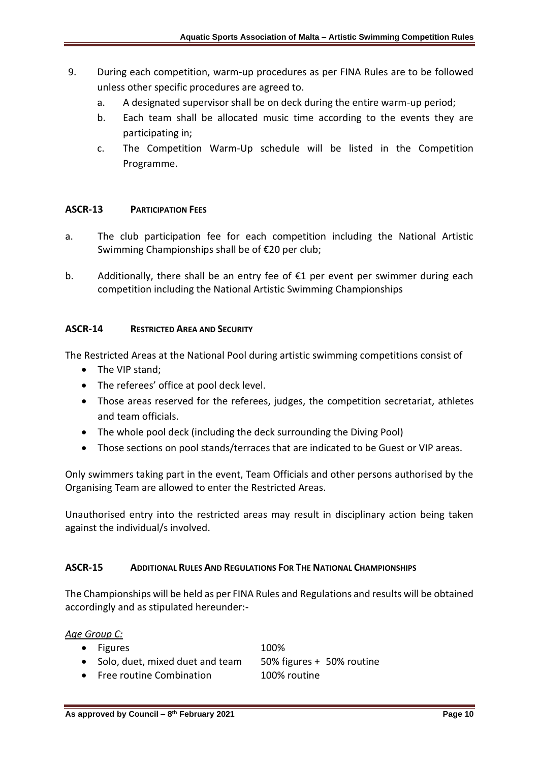9. During each competition, warm-up procedures as per FINA Rules are to be followed unless other specific procedures are agreed to.
    a. A designated supervisor shall be on deck during the entire warm-up period;
    b. Each team shall be allocated music time according to the events they are participating in;
    c. The Competition Warm-Up schedule will be listed in the Competition Programme.

### ASCR-13 PARTICIPATION FEES

a. The club participation fee for each competition including the National Artistic Swimming Championships shall be of €20 per club;

b. Additionally, there shall be an entry fee of €1 per event per swimmer during each competition including the National Artistic Swimming Championships

### ASCR-14 RESTRICTED AREA AND SECURITY

The Restricted Areas at the National Pool during artistic swimming competitions consist of

- The VIP stand;
- The referees' office at pool deck level.
- Those areas reserved for the referees, judges, the competition secretariat, athletes and team officials.
- The whole pool deck (including the deck surrounding the Diving Pool)
- Those sections on pool stands/terraces that are indicated to be Guest or VIP areas.

Only swimmers taking part in the event, Team Officials and other persons authorised by the Organising Team are allowed to enter the Restricted Areas.

Unauthorised entry into the restricted areas may result in disciplinary action being taken against the individual/s involved.

### ASCR-15 ADDITIONAL RULES AND REGULATIONS FOR THE NATIONAL CHAMPIONSHIPS

The Championships will be held as per FINA Rules and Regulations and results will be obtained accordingly and as stipulated hereunder:-

*Age Group C:*

- Figures — 100%
- Solo, duet, mixed duet and team — 50% figures + 50% routine
- Free routine Combination — 100% routine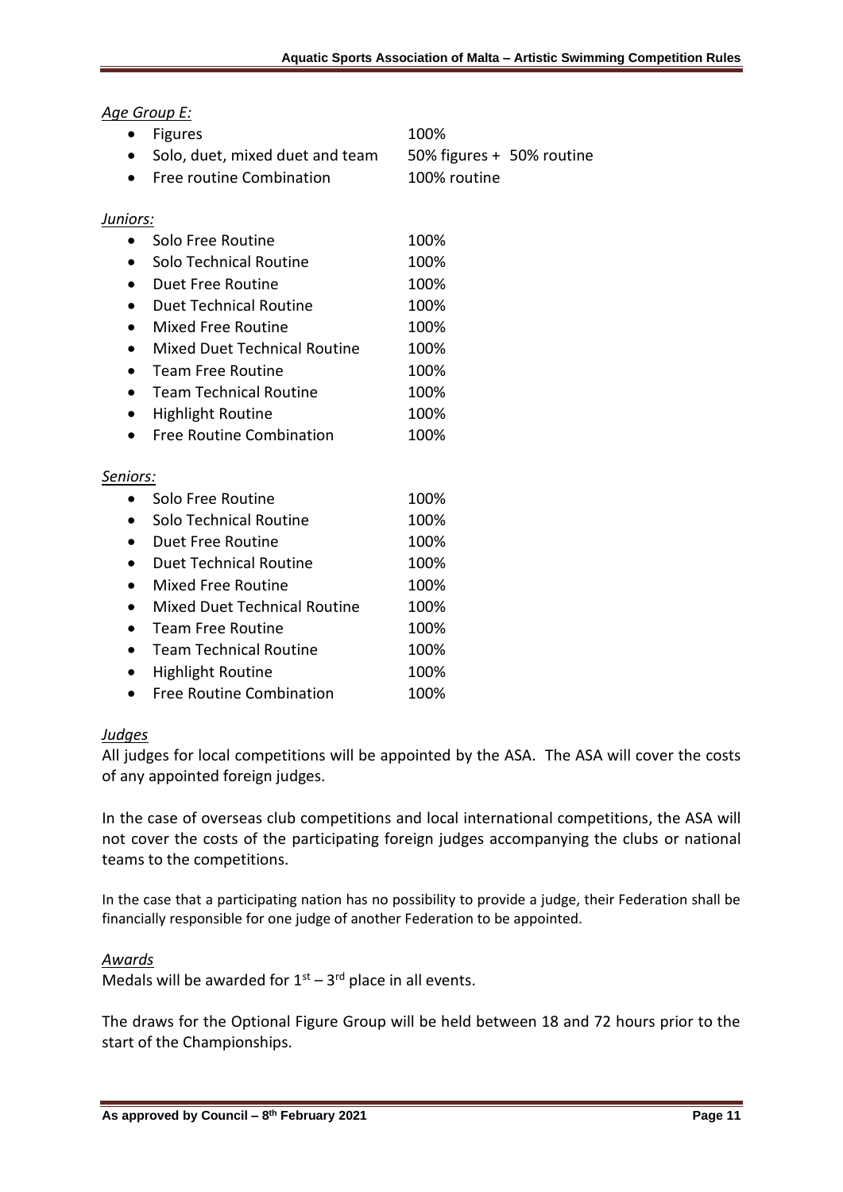*Age Group E:*

- Figures 100%
- Solo, duet, mixed duet and team 50% figures + 50% routine
- Free routine Combination 100% routine

*Juniors:*

- Solo Free Routine 100%
- Solo Technical Routine 100%
- Duet Free Routine 100%
- Duet Technical Routine 100%
- Mixed Free Routine 100%
- Mixed Duet Technical Routine 100%
- Team Free Routine 100%
- Team Technical Routine 100%
- Highlight Routine 100%
- Free Routine Combination 100%

*Seniors:*

- Solo Free Routine 100%
- Solo Technical Routine 100%
- Duet Free Routine 100%
- Duet Technical Routine 100%
- Mixed Free Routine 100%
- Mixed Duet Technical Routine 100%
- Team Free Routine 100%
- Team Technical Routine 100%
- Highlight Routine 100%
- Free Routine Combination 100%

*Judges*

All judges for local competitions will be appointed by the ASA. The ASA will cover the costs of any appointed foreign judges.

In the case of overseas club competitions and local international competitions, the ASA will not cover the costs of the participating foreign judges accompanying the clubs or national teams to the competitions.

In the case that a participating nation has no possibility to provide a judge, their Federation shall be financially responsible for one judge of another Federation to be appointed.

*Awards*

Medals will be awarded for 1st – 3rd place in all events.

The draws for the Optional Figure Group will be held between 18 and 72 hours prior to the start of the Championships.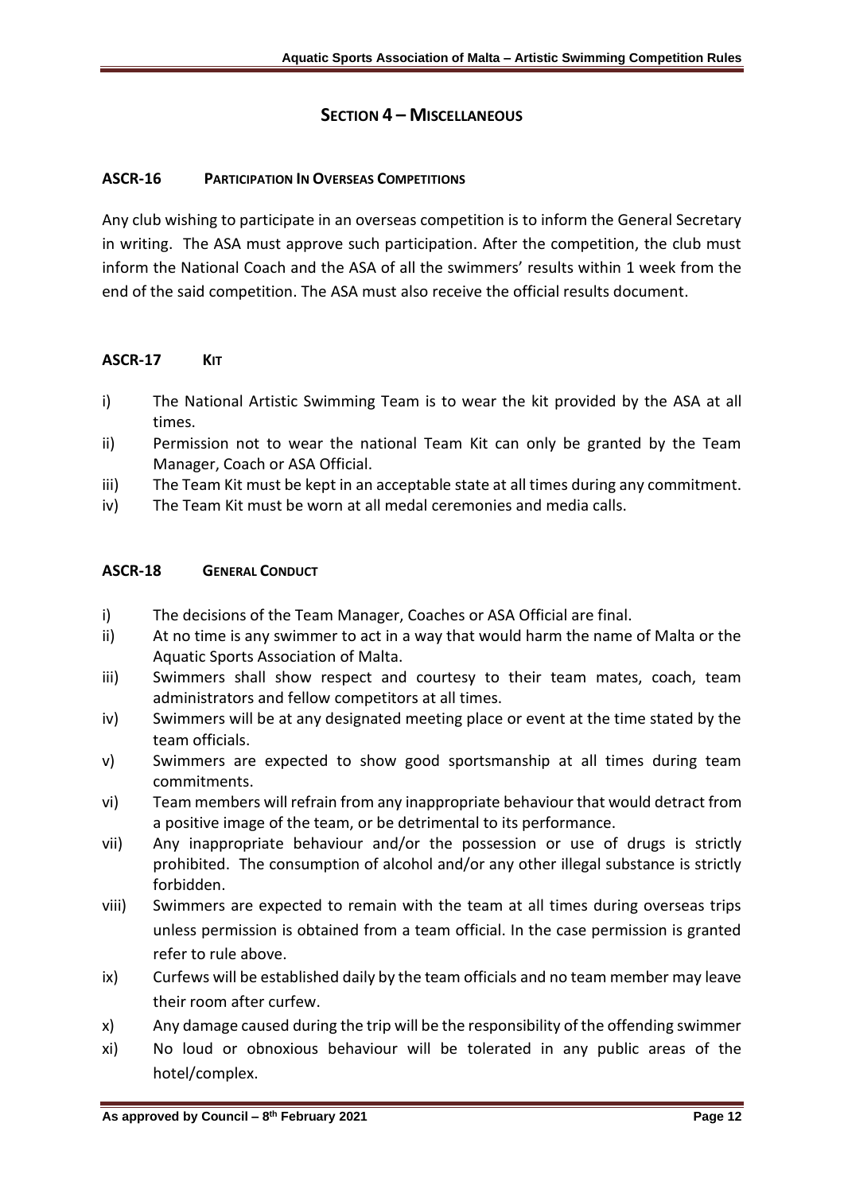## SECTION 4 – MISCELLANEOUS

### ASCR-16 PARTICIPATION IN OVERSEAS COMPETITIONS

Any club wishing to participate in an overseas competition is to inform the General Secretary in writing. The ASA must approve such participation. After the competition, the club must inform the National Coach and the ASA of all the swimmers' results within 1 week from the end of the said competition. The ASA must also receive the official results document.

### ASCR-17 KIT

i) The National Artistic Swimming Team is to wear the kit provided by the ASA at all times.

ii) Permission not to wear the national Team Kit can only be granted by the Team Manager, Coach or ASA Official.

iii) The Team Kit must be kept in an acceptable state at all times during any commitment.

iv) The Team Kit must be worn at all medal ceremonies and media calls.

### ASCR-18 GENERAL CONDUCT

i) The decisions of the Team Manager, Coaches or ASA Official are final.

ii) At no time is any swimmer to act in a way that would harm the name of Malta or the Aquatic Sports Association of Malta.

iii) Swimmers shall show respect and courtesy to their team mates, coach, team administrators and fellow competitors at all times.

iv) Swimmers will be at any designated meeting place or event at the time stated by the team officials.

v) Swimmers are expected to show good sportsmanship at all times during team commitments.

vi) Team members will refrain from any inappropriate behaviour that would detract from a positive image of the team, or be detrimental to its performance.

vii) Any inappropriate behaviour and/or the possession or use of drugs is strictly prohibited. The consumption of alcohol and/or any other illegal substance is strictly forbidden.

viii) Swimmers are expected to remain with the team at all times during overseas trips unless permission is obtained from a team official. In the case permission is granted refer to rule above.

ix) Curfews will be established daily by the team officials and no team member may leave their room after curfew.

x) Any damage caused during the trip will be the responsibility of the offending swimmer

xi) No loud or obnoxious behaviour will be tolerated in any public areas of the hotel/complex.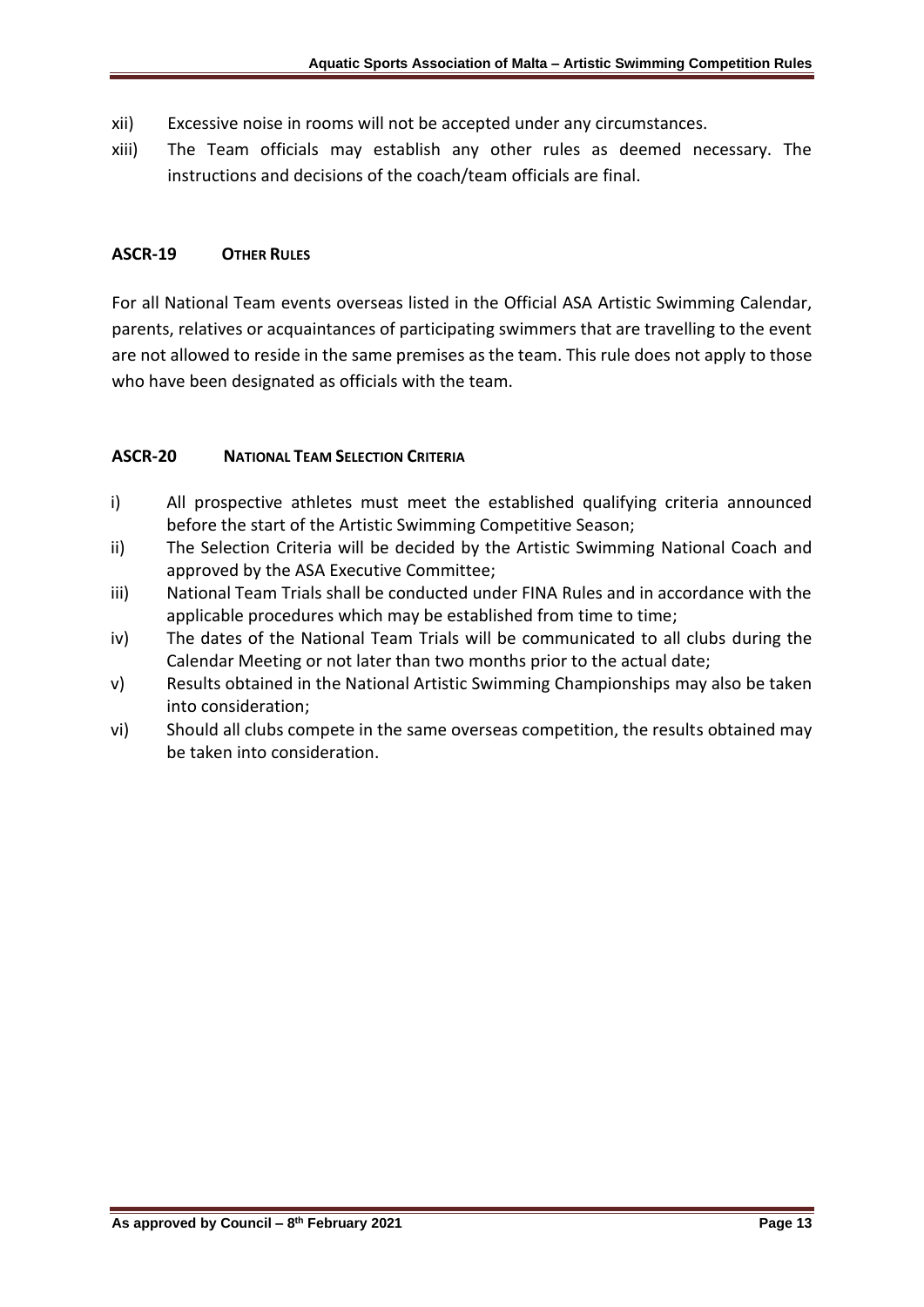xii) Excessive noise in rooms will not be accepted under any circumstances.

xiii) The Team officials may establish any other rules as deemed necessary. The instructions and decisions of the coach/team officials are final.

## ASCR-19 OTHER RULES

For all National Team events overseas listed in the Official ASA Artistic Swimming Calendar, parents, relatives or acquaintances of participating swimmers that are travelling to the event are not allowed to reside in the same premises as the team. This rule does not apply to those who have been designated as officials with the team.

## ASCR-20 NATIONAL TEAM SELECTION CRITERIA

i) All prospective athletes must meet the established qualifying criteria announced before the start of the Artistic Swimming Competitive Season;

ii) The Selection Criteria will be decided by the Artistic Swimming National Coach and approved by the ASA Executive Committee;

iii) National Team Trials shall be conducted under FINA Rules and in accordance with the applicable procedures which may be established from time to time;

iv) The dates of the National Team Trials will be communicated to all clubs during the Calendar Meeting or not later than two months prior to the actual date;

v) Results obtained in the National Artistic Swimming Championships may also be taken into consideration;

vi) Should all clubs compete in the same overseas competition, the results obtained may be taken into consideration.